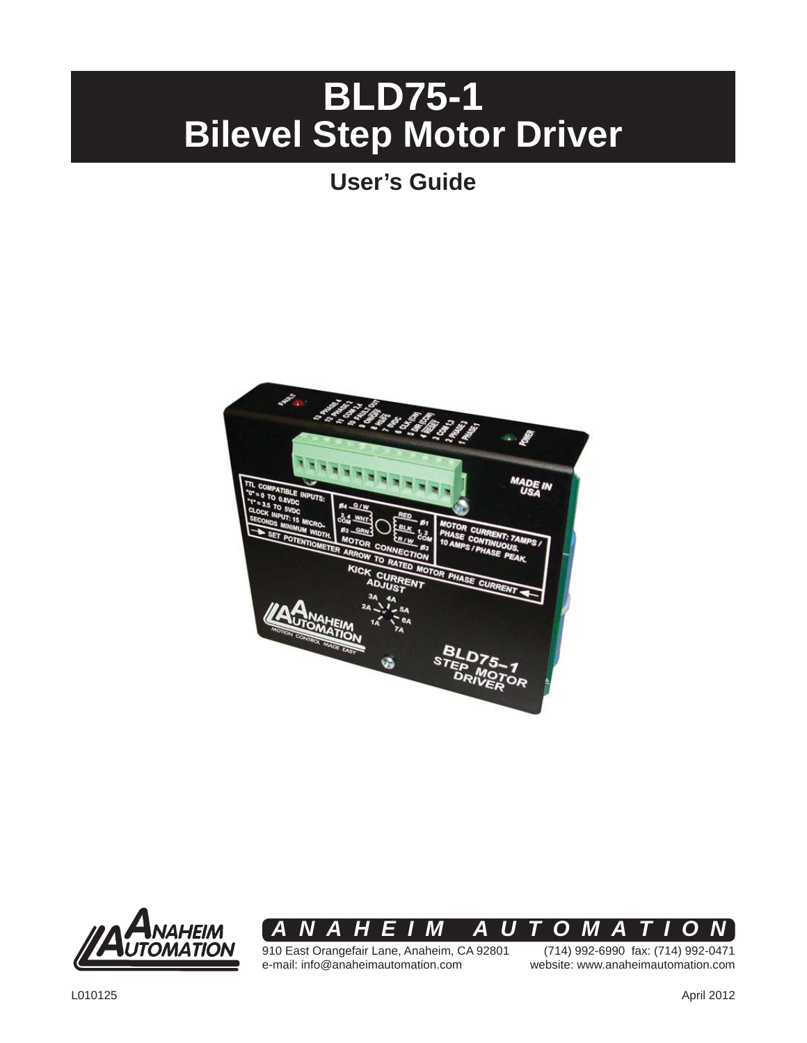# BLD75-1
# Bilevel Step Motor Driver

## User's Guide

*A N A H E I M   A U T O M A T I O N*

910 East Orangefair Lane, Anaheim, CA 92801
e-mail: info@anaheimautomation.com

(714) 992-6990  fax: (714) 992-0471
website: www.anaheimautomation.com

L010125

April 2012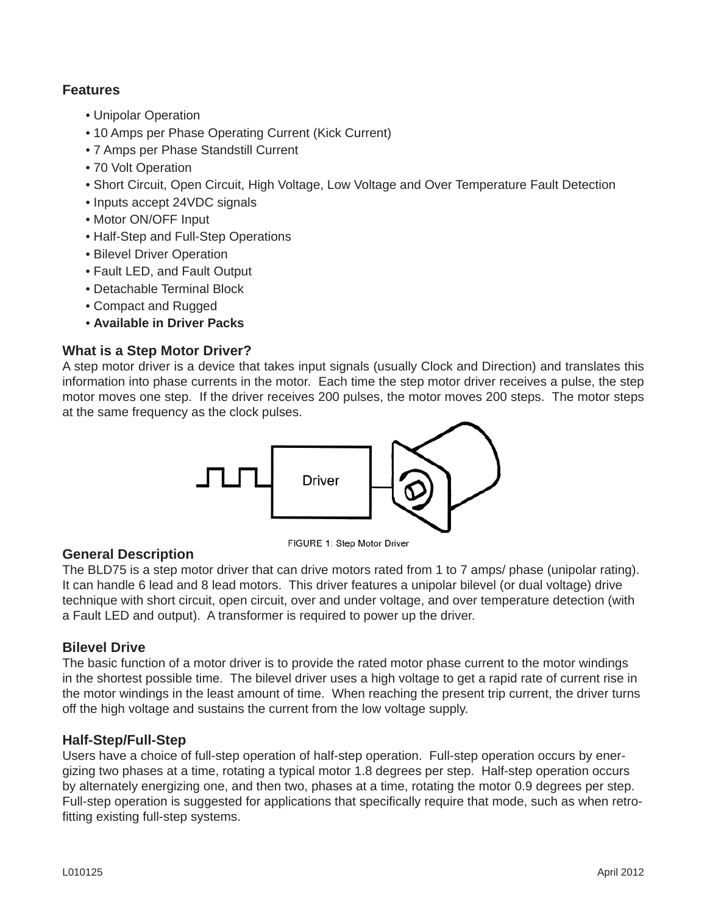## Features

- Unipolar Operation
- 10 Amps per Phase Operating Current (Kick Current)
- 7 Amps per Phase Standstill Current
- 70 Volt Operation
- Short Circuit, Open Circuit, High Voltage, Low Voltage and Over Temperature Fault Detection
- Inputs accept 24VDC signals
- Motor ON/OFF Input
- Half-Step and Full-Step Operations
- Bilevel Driver Operation
- Fault LED, and Fault Output
- Detachable Terminal Block
- Compact and Rugged
- **Available in Driver Packs**

## What is a Step Motor Driver?

A step motor driver is a device that takes input signals (usually Clock and Direction) and translates this information into phase currents in the motor. Each time the step motor driver receives a pulse, the step motor moves one step. If the driver receives 200 pulses, the motor moves 200 steps. The motor steps at the same frequency as the clock pulses.

Driver

FIGURE 1: Step Motor Driver

## General Description

The BLD75 is a step motor driver that can drive motors rated from 1 to 7 amps/ phase (unipolar rating). It can handle 6 lead and 8 lead motors. This driver features a unipolar bilevel (or dual voltage) drive technique with short circuit, open circuit, over and under voltage, and over temperature detection (with a Fault LED and output). A transformer is required to power up the driver.

## Bilevel Drive

The basic function of a motor driver is to provide the rated motor phase current to the motor windings in the shortest possible time. The bilevel driver uses a high voltage to get a rapid rate of current rise in the motor windings in the least amount of time. When reaching the present trip current, the driver turns off the high voltage and sustains the current from the low voltage supply.

## Half-Step/Full-Step

Users have a choice of full-step operation of half-step operation. Full-step operation occurs by energizing two phases at a time, rotating a typical motor 1.8 degrees per step. Half-step operation occurs by alternately energizing one, and then two, phases at a time, rotating the motor 0.9 degrees per step. Full-step operation is suggested for applications that specifically require that mode, such as when retro-fitting existing full-step systems.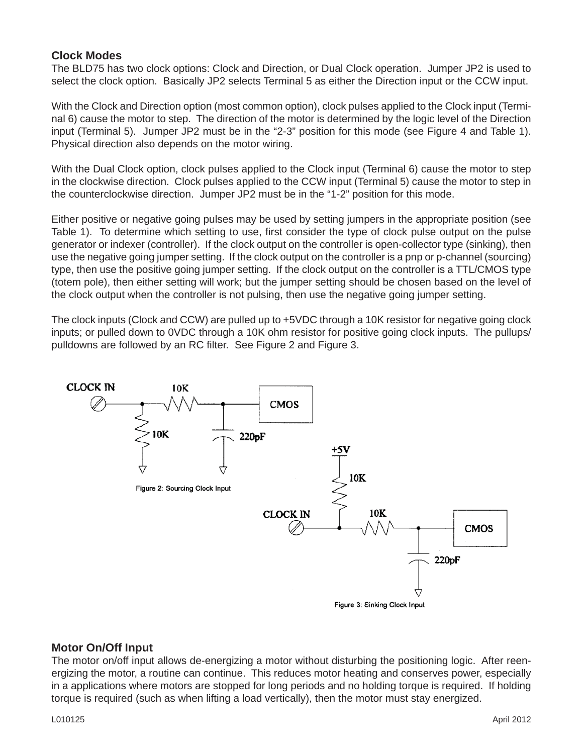### Clock Modes

The BLD75 has two clock options: Clock and Direction, or Dual Clock operation. Jumper JP2 is used to select the clock option. Basically JP2 selects Terminal 5 as either the Direction input or the CCW input.

With the Clock and Direction option (most common option), clock pulses applied to the Clock input (Terminal 6) cause the motor to step. The direction of the motor is determined by the logic level of the Direction input (Terminal 5). Jumper JP2 must be in the “2-3” position for this mode (see Figure 4 and Table 1). Physical direction also depends on the motor wiring.

With the Dual Clock option, clock pulses applied to the Clock input (Terminal 6) cause the motor to step in the clockwise direction. Clock pulses applied to the CCW input (Terminal 5) cause the motor to step in the counterclockwise direction. Jumper JP2 must be in the “1-2” position for this mode.

Either positive or negative going pulses may be used by setting jumpers in the appropriate position (see Table 1). To determine which setting to use, first consider the type of clock pulse output on the pulse generator or indexer (controller). If the clock output on the controller is open-collector type (sinking), then use the negative going jumper setting. If the clock output on the controller is a pnp or p-channel (sourcing) type, then use the positive going jumper setting. If the clock output on the controller is a TTL/CMOS type (totem pole), then either setting will work; but the jumper setting should be chosen based on the level of the clock output when the controller is not pulsing, then use the negative going jumper setting.

The clock inputs (Clock and CCW) are pulled up to +5VDC through a 10K resistor for negative going clock inputs; or pulled down to 0VDC through a 10K ohm resistor for positive going clock inputs. The pullups/pulldowns are followed by an RC filter. See Figure 2 and Figure 3.

CLOCK IN
10K
10K
220pF
CMOS

Figure 2: Sourcing Clock Input

+5V
10K
CLOCK IN
10K
220pF
CMOS

Figure 3: Sinking Clock Input

### Motor On/Off Input

The motor on/off input allows de-energizing a motor without disturbing the positioning logic. After reenergizing the motor, a routine can continue. This reduces motor heating and conserves power, especially in a applications where motors are stopped for long periods and no holding torque is required. If holding torque is required (such as when lifting a load vertically), then the motor must stay energized.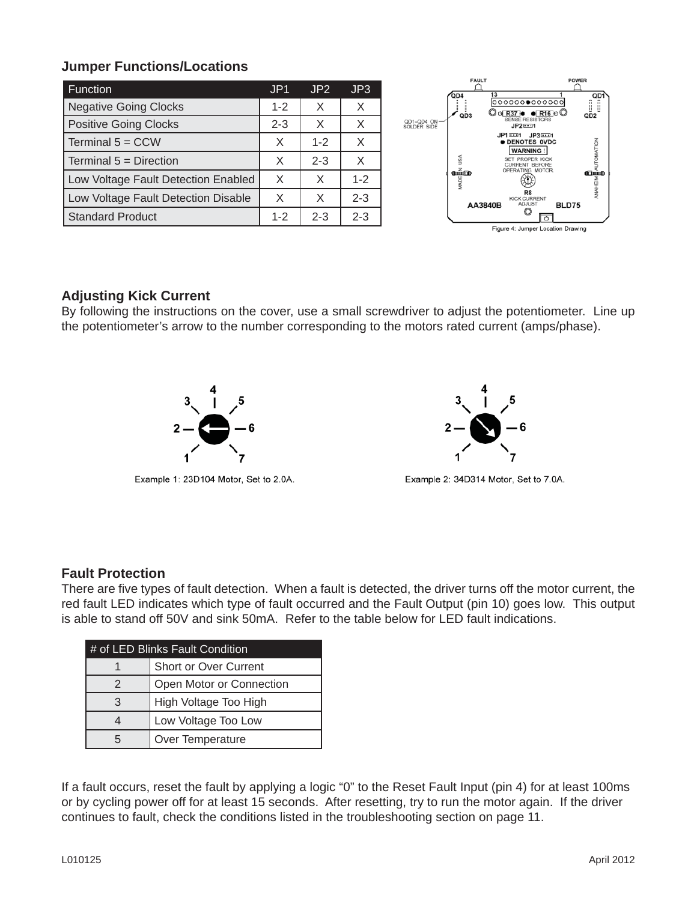### Jumper Functions/Locations

| Function | JP1 | JP2 | JP3 |
|---|---|---|---|
| Negative Going Clocks | 1-2 | X | X |
| Positive Going Clocks | 2-3 | X | X |
| Terminal 5 = CCW | X | 1-2 | X |
| Terminal 5 = Direction | X | 2-3 | X |
| Low Voltage Fault Detection Enabled | X | X | 1-2 |
| Low Voltage Fault Detection Disable | X | X | 2-3 |
| Standard Product | 1-2 | 2-3 | 2-3 |

FAULT
POWER
QD4
13
1
QD1
QD3
R37
R16
QD2
QD1-QD4 ON SOLDER SIDE
SENSE RESISTORS
JP2 1
JP1 1 JP3 1
● DENOTES 0VDC
WARNING !
SET PROPER KICK CURRENT BEFORE OPERATING MOTOR
MADE IN USA
ANAHEIM AUTOMATION
R8
KICK CURRENT ADJUST
AA3840B
BLD75

Figure 4: Jumper Location Drawing

### Adjusting Kick Current

By following the instructions on the cover, use a small screwdriver to adjust the potentiometer. Line up the potentiometer's arrow to the number corresponding to the motors rated current (amps/phase).

4
3 5
2 6
1 7

Example 1: 23D104 Motor, Set to 2.0A.

4
3 5
2 6
1 7

Example 2: 34D314 Motor, Set to 7.0A.

### Fault Protection

There are five types of fault detection. When a fault is detected, the driver turns off the motor current, the red fault LED indicates which type of fault occurred and the Fault Output (pin 10) goes low. This output is able to stand off 50V and sink 50mA. Refer to the table below for LED fault indications.

| # of LED Blinks | Fault Condition |
|---|---|
| 1 | Short or Over Current |
| 2 | Open Motor or Connection |
| 3 | High Voltage Too High |
| 4 | Low Voltage Too Low |
| 5 | Over Temperature |

If a fault occurs, reset the fault by applying a logic "0" to the Reset Fault Input (pin 4) for at least 100ms or by cycling power off for at least 15 seconds. After resetting, try to run the motor again. If the driver continues to fault, check the conditions listed in the troubleshooting section on page 11.

L010125 April 2012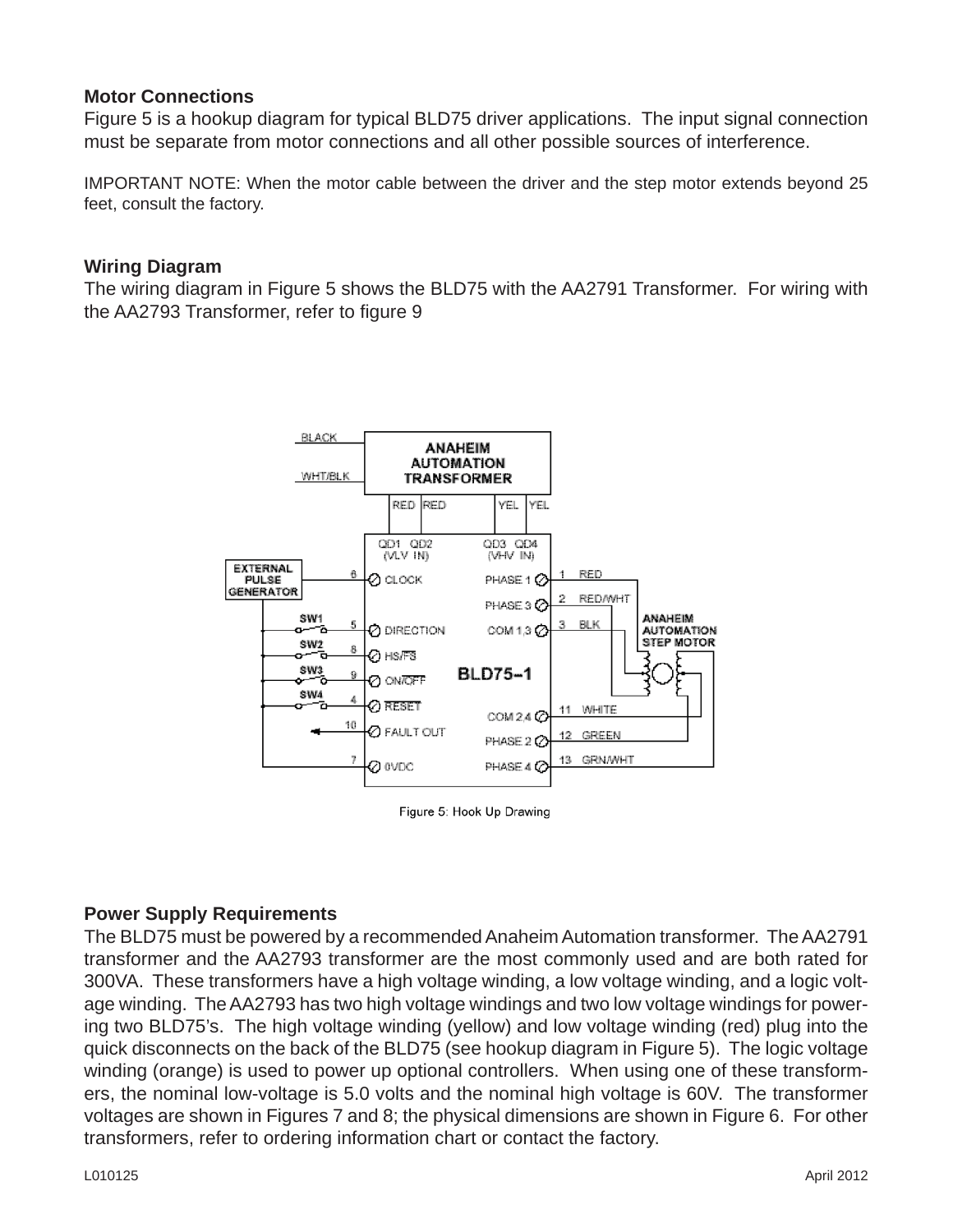### Motor Connections

Figure 5 is a hookup diagram for typical BLD75 driver applications. The input signal connection must be separate from motor connections and all other possible sources of interference.

IMPORTANT NOTE: When the motor cable between the driver and the step motor extends beyond 25 feet, consult the factory.

### Wiring Diagram

The wiring diagram in Figure 5 shows the BLD75 with the AA2791 Transformer. For wiring with the AA2793 Transformer, refer to figure 9

BLACK
WHT/BLK
ANAHEIM AUTOMATION TRANSFORMER
RED RED YEL YEL
QD1 QD2 (VLV IN)
QD3 QD4 (VHV IN)
EXTERNAL PULSE GENERATOR
6 CLOCK
SW1 5 DIRECTION
SW2 8 HS/FS
SW3 9 ON/OFF
SW4 4 RESET
10 FAULT OUT
7 0VDC
BLD75-1
PHASE 1 1 RED
PHASE 3 2 RED/WHT
COM 1,3 3 BLK
ANAHEIM AUTOMATION STEP MOTOR
COM 2,4 11 WHITE
PHASE 2 12 GREEN
PHASE 4 13 GRN/WHT

Figure 5: Hook Up Drawing

### Power Supply Requirements

The BLD75 must be powered by a recommended Anaheim Automation transformer. The AA2791 transformer and the AA2793 transformer are the most commonly used and are both rated for 300VA. These transformers have a high voltage winding, a low voltage winding, and a logic voltage winding. The AA2793 has two high voltage windings and two low voltage windings for powering two BLD75's. The high voltage winding (yellow) and low voltage winding (red) plug into the quick disconnects on the back of the BLD75 (see hookup diagram in Figure 5). The logic voltage winding (orange) is used to power up optional controllers. When using one of these transformers, the nominal low-voltage is 5.0 volts and the nominal high voltage is 60V. The transformer voltages are shown in Figures 7 and 8; the physical dimensions are shown in Figure 6. For other transformers, refer to ordering information chart or contact the factory.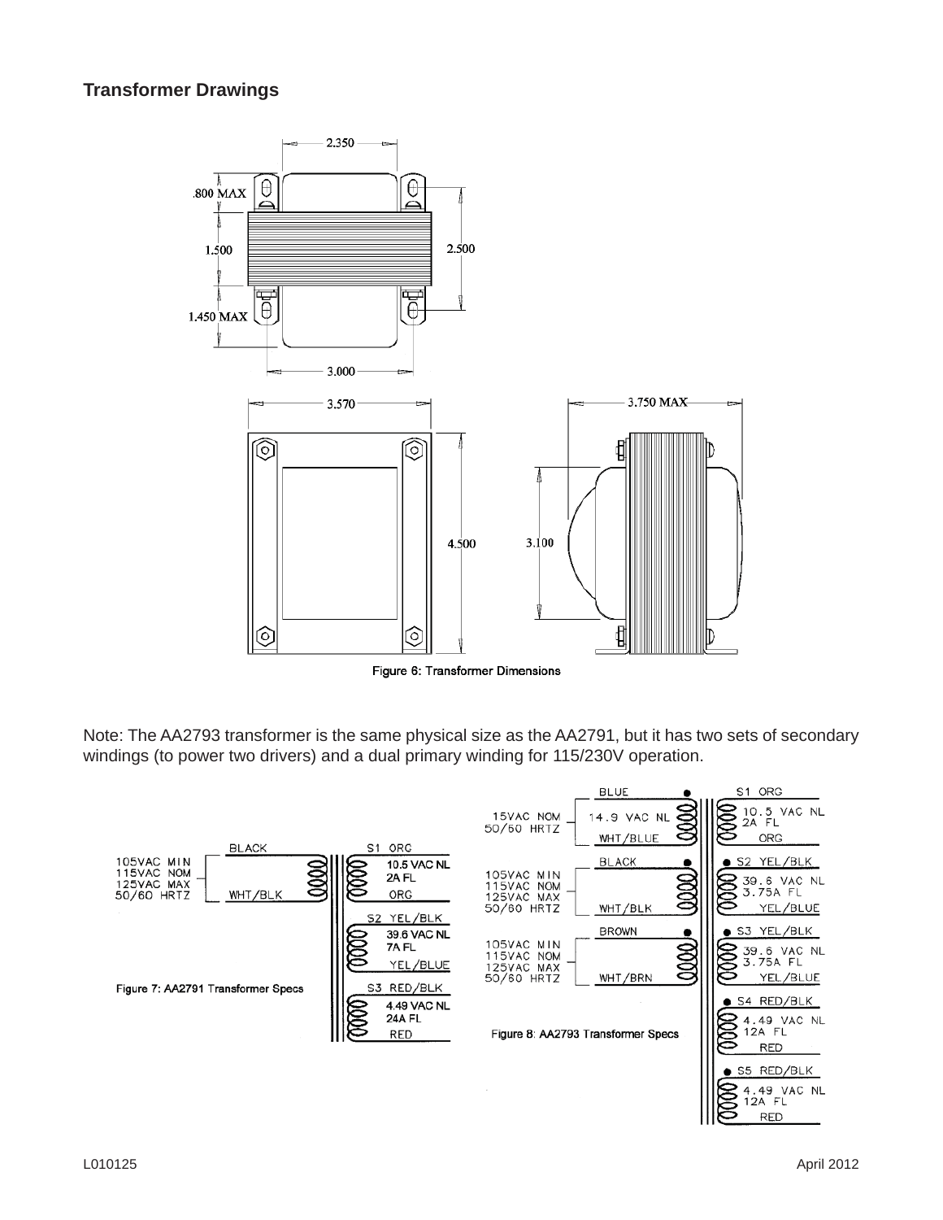## Transformer Drawings

2.350

.800 MAX

1.500

2.500

1.450 MAX

3.000

3.570

4.500

3.750 MAX

3.100

Figure 6: Transformer Dimensions

Note: The AA2793 transformer is the same physical size as the AA2791, but it has two sets of secondary windings (to power two drivers) and a dual primary winding for 115/230V operation.

105VAC MIN
115VAC NOM
125VAC MAX
50/60 HRTZ

BLACK

WHT/BLK

S1 ORG
10.5 VAC NL
2A FL
ORG

S2 YEL/BLK
39.6 VAC NL
7A FL
YEL/BLUE

S3 RED/BLK
4.49 VAC NL
24A FL
RED

Figure 7: AA2791 Transformer Specs

15VAC NOM
50/60 HRTZ

BLUE
14.9 VAC NL
WHT/BLUE

105VAC MIN
115VAC NOM
125VAC MAX
50/60 HRTZ

BLACK
WHT/BLK

105VAC MIN
115VAC NOM
125VAC MAX
50/60 HRTZ

BROWN
WHT/BRN

S1 ORG
10.5 VAC NL
2A FL
ORG

S2 YEL/BLK
39.6 VAC NL
3.75A FL
YEL/BLUE

S3 YEL/BLK
39.6 VAC NL
3.75A FL
YEL/BLUE

S4 RED/BLK
4.49 VAC NL
12A FL
RED

S5 RED/BLK
4.49 VAC NL
12A FL
RED

Figure 8: AA2793 Transformer Specs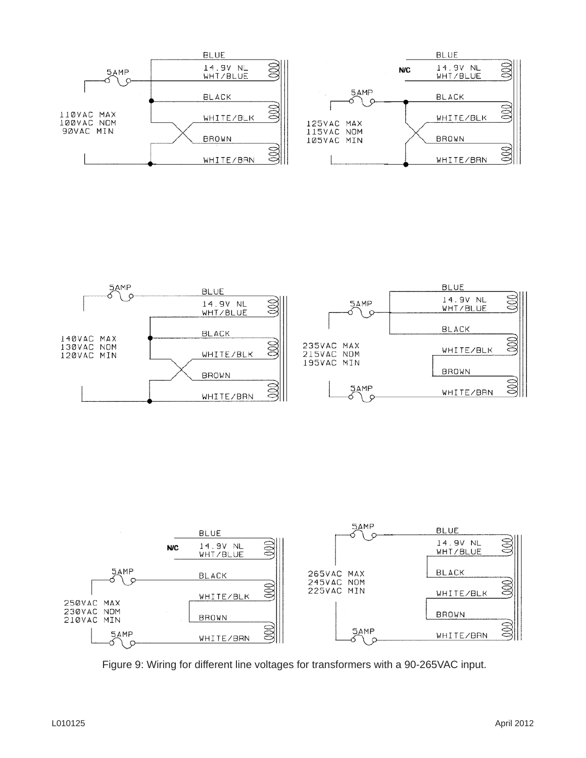BLUE
14.9V NL
WHT/BLUE
5AMP
BLACK
110VAC MAX
100VAC NOM
90VAC MIN
WHITE/BLK
BROWN
WHITE/BRN

BLUE
N/C
14.9V NL
WHT/BLUE
5AMP
BLACK
WHITE/BLK
125VAC MAX
115VAC NOM
105VAC MIN
BROWN
WHITE/BRN

5AMP
BLUE
14.9V NL
WHT/BLUE
BLACK
140VAC MAX
130VAC NOM
120VAC MIN
WHITE/BLK
BROWN
WHITE/BRN

BLUE
14.9V NL
WHT/BLUE
5AMP
BLACK
235VAC MAX
215VAC NOM
195VAC MIN
WHITE/BLK
BROWN
5AMP
WHITE/BRN

BLUE
N/C
14.9V NL
WHT/BLUE
5AMP
BLACK
WHITE/BLK
250VAC MAX
230VAC NOM
210VAC MIN
BROWN
5AMP
WHITE/BRN

5AMP
BLUE
14.9V NL
WHT/BLUE
BLACK
265VAC MAX
245VAC NOM
225VAC MIN
WHITE/BLK
BROWN
5AMP
WHITE/BRN

Figure 9: Wiring for different line voltages for transformers with a 90-265VAC input.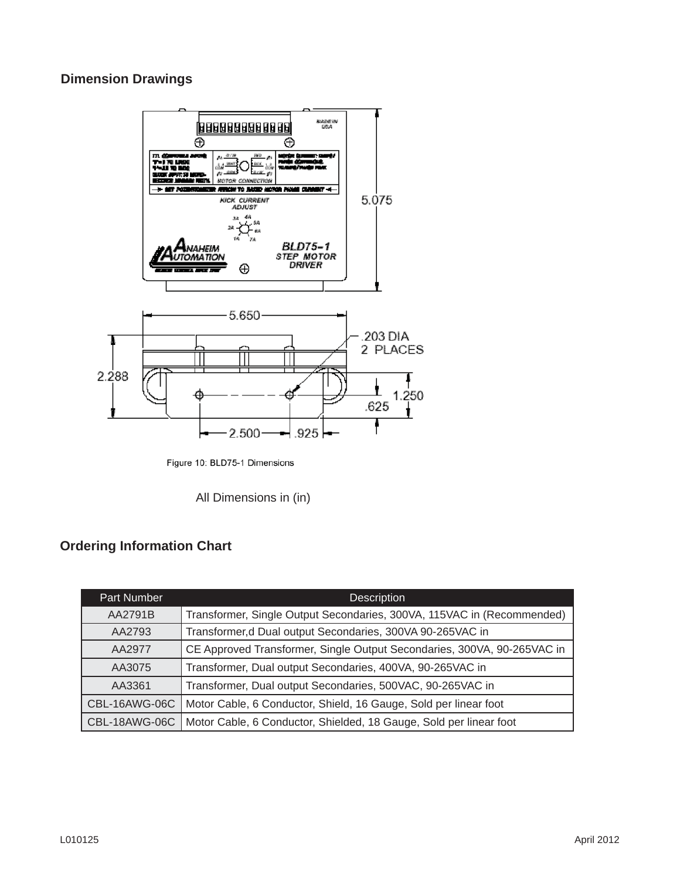## Dimension Drawings

Figure 10: BLD75-1 Dimensions

All Dimensions in (in)

## Ordering Information Chart

| Part Number | Description |
|---|---|
| AA2791B | Transformer, Single Output Secondaries, 300VA, 115VAC in (Recommended) |
| AA2793 | Transformer,d Dual output Secondaries, 300VA 90-265VAC in |
| AA2977 | CE Approved Transformer, Single Output Secondaries, 300VA, 90-265VAC in |
| AA3075 | Transformer, Dual output Secondaries, 400VA, 90-265VAC in |
| AA3361 | Transformer, Dual output Secondaries, 500VAC, 90-265VAC in |
| CBL-16AWG-06C | Motor Cable, 6 Conductor, Shield, 16 Gauge, Sold per linear foot |
| CBL-18AWG-06C | Motor Cable, 6 Conductor, Shielded, 18 Gauge, Sold per linear foot |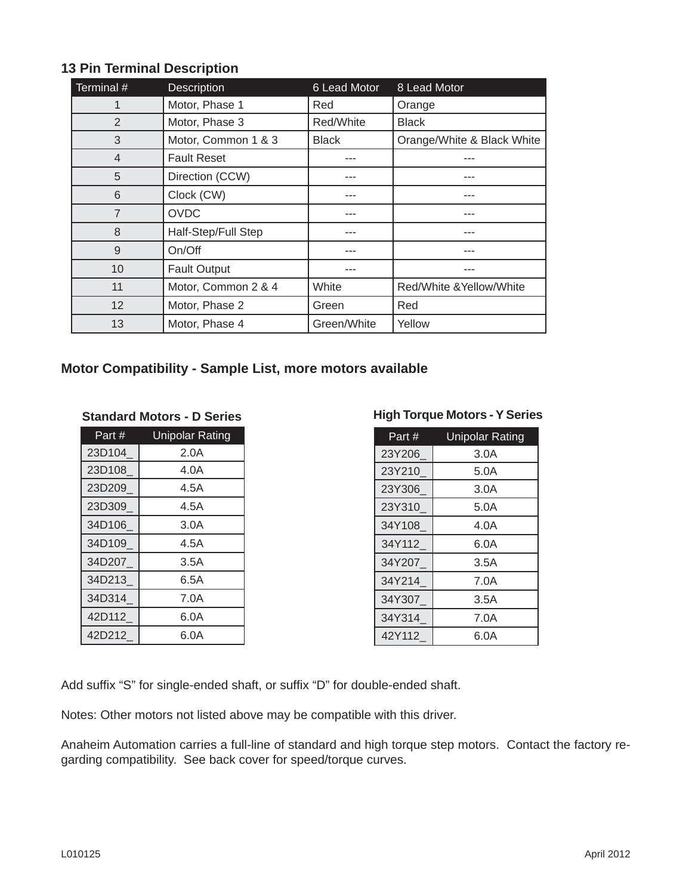## 13 Pin Terminal Description

| Terminal # | Description | 6 Lead Motor | 8 Lead Motor |
|---|---|---|---|
| 1 | Motor, Phase 1 | Red | Orange |
| 2 | Motor, Phase 3 | Red/White | Black |
| 3 | Motor, Common 1 & 3 | Black | Orange/White & Black White |
| 4 | Fault Reset | --- | --- |
| 5 | Direction (CCW) | --- | --- |
| 6 | Clock (CW) | --- | --- |
| 7 | OVDC | --- | --- |
| 8 | Half-Step/Full Step | --- | --- |
| 9 | On/Off | --- | --- |
| 10 | Fault Output | --- | --- |
| 11 | Motor, Common 2 & 4 | White | Red/White &Yellow/White |
| 12 | Motor, Phase 2 | Green | Red |
| 13 | Motor, Phase 4 | Green/White | Yellow |

## Motor Compatibility - Sample List, more motors available

### Standard Motors - D Series

| Part # | Unipolar Rating |
|---|---|
| 23D104_ | 2.0A |
| 23D108_ | 4.0A |
| 23D209_ | 4.5A |
| 23D309_ | 4.5A |
| 34D106_ | 3.0A |
| 34D109_ | 4.5A |
| 34D207_ | 3.5A |
| 34D213_ | 6.5A |
| 34D314_ | 7.0A |
| 42D112_ | 6.0A |
| 42D212_ | 6.0A |

### High Torque Motors - Y Series

| Part # | Unipolar Rating |
|---|---|
| 23Y206_ | 3.0A |
| 23Y210_ | 5.0A |
| 23Y306_ | 3.0A |
| 23Y310_ | 5.0A |
| 34Y108_ | 4.0A |
| 34Y112_ | 6.0A |
| 34Y207_ | 3.5A |
| 34Y214_ | 7.0A |
| 34Y307_ | 3.5A |
| 34Y314_ | 7.0A |
| 42Y112_ | 6.0A |

Add suffix “S” for single-ended shaft, or suffix “D” for double-ended shaft.

Notes: Other motors not listed above may be compatible with this driver.

Anaheim Automation carries a full-line of standard and high torque step motors. Contact the factory regarding compatibility. See back cover for speed/torque curves.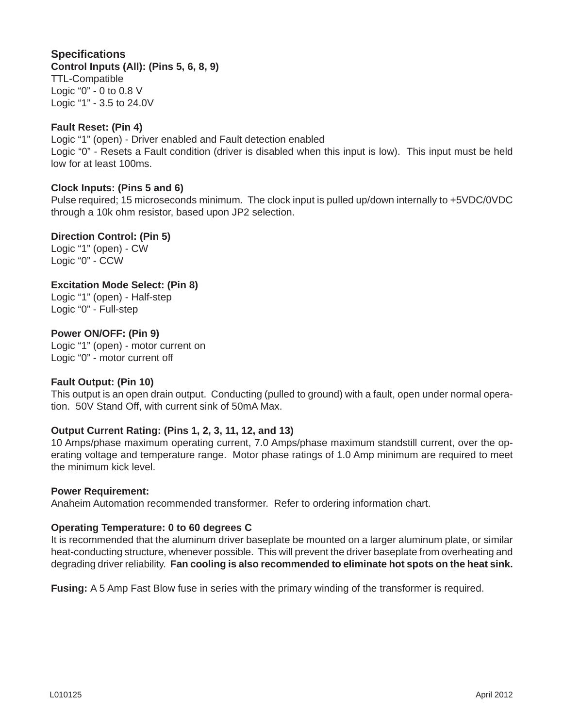## Specifications

**Control Inputs (All): (Pins 5, 6, 8, 9)**
TTL-Compatible
Logic “0” - 0 to 0.8 V
Logic “1” - 3.5 to 24.0V

**Fault Reset: (Pin 4)**
Logic “1” (open) - Driver enabled and Fault detection enabled
Logic “0” - Resets a Fault condition (driver is disabled when this input is low). This input must be held low for at least 100ms.

**Clock Inputs: (Pins 5 and 6)**
Pulse required; 15 microseconds minimum. The clock input is pulled up/down internally to +5VDC/0VDC through a 10k ohm resistor, based upon JP2 selection.

**Direction Control: (Pin 5)**
Logic “1” (open) - CW
Logic “0” - CCW

**Excitation Mode Select: (Pin 8)**
Logic “1” (open) - Half-step
Logic “0” - Full-step

**Power ON/OFF: (Pin 9)**
Logic “1” (open) - motor current on
Logic “0” - motor current off

**Fault Output: (Pin 10)**
This output is an open drain output. Conducting (pulled to ground) with a fault, open under normal operation. 50V Stand Off, with current sink of 50mA Max.

**Output Current Rating: (Pins 1, 2, 3, 11, 12, and 13)**
10 Amps/phase maximum operating current, 7.0 Amps/phase maximum standstill current, over the operating voltage and temperature range. Motor phase ratings of 1.0 Amp minimum are required to meet the minimum kick level.

**Power Requirement:**
Anaheim Automation recommended transformer. Refer to ordering information chart.

**Operating Temperature: 0 to 60 degrees C**
It is recommended that the aluminum driver baseplate be mounted on a larger aluminum plate, or similar heat-conducting structure, whenever possible. This will prevent the driver baseplate from overheating and degrading driver reliability. **Fan cooling is also recommended to eliminate hot spots on the heat sink.**

**Fusing:** A 5 Amp Fast Blow fuse in series with the primary winding of the transformer is required.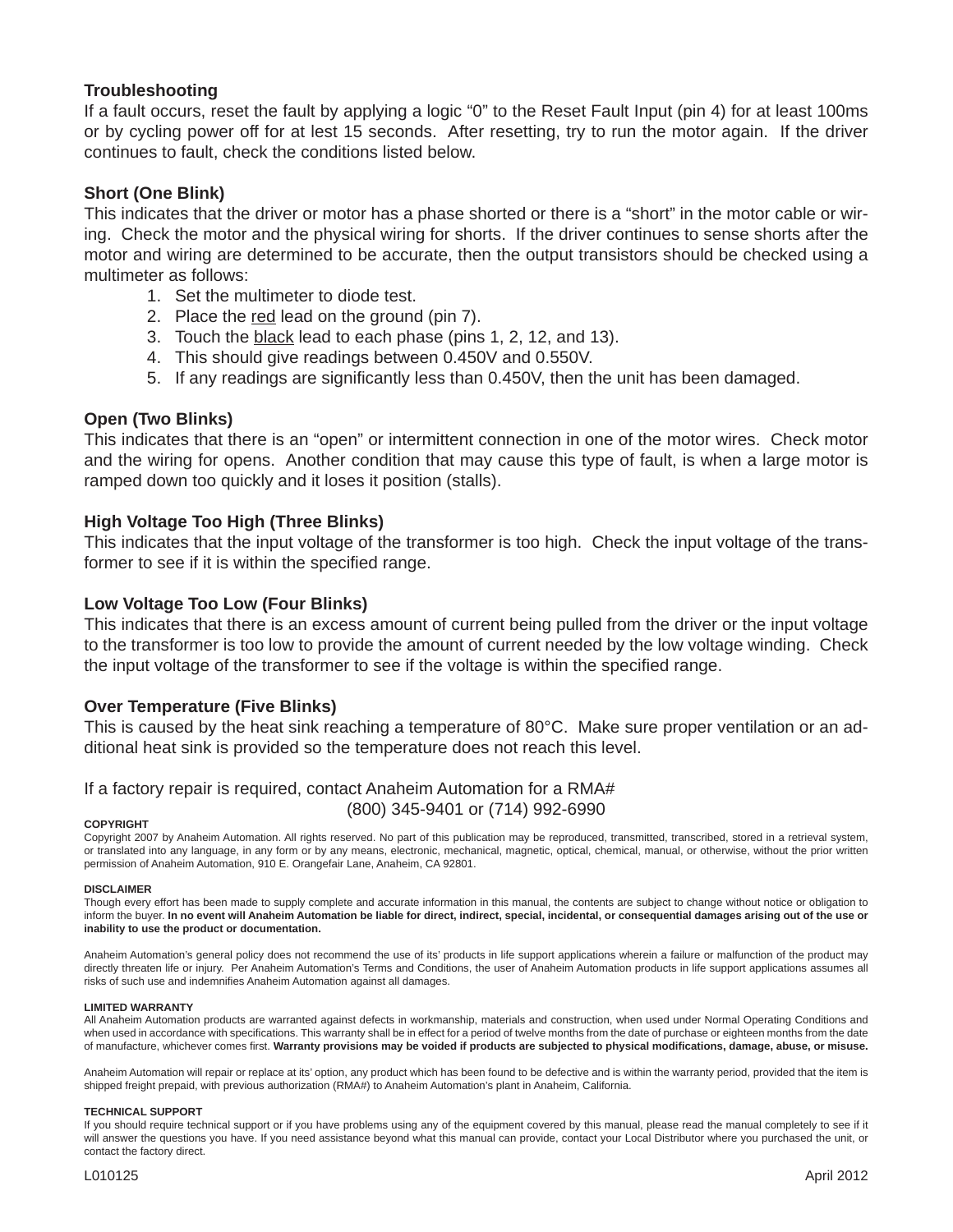### Troubleshooting

If a fault occurs, reset the fault by applying a logic “0” to the Reset Fault Input (pin 4) for at least 100ms or by cycling power off for at lest 15 seconds. After resetting, try to run the motor again. If the driver continues to fault, check the conditions listed below.

### Short (One Blink)

This indicates that the driver or motor has a phase shorted or there is a “short” in the motor cable or wiring. Check the motor and the physical wiring for shorts. If the driver continues to sense shorts after the motor and wiring are determined to be accurate, then the output transistors should be checked using a multimeter as follows:

1. Set the multimeter to diode test.
2. Place the red lead on the ground (pin 7).
3. Touch the black lead to each phase (pins 1, 2, 12, and 13).
4. This should give readings between 0.450V and 0.550V.
5. If any readings are significantly less than 0.450V, then the unit has been damaged.

### Open (Two Blinks)

This indicates that there is an “open” or intermittent connection in one of the motor wires. Check motor and the wiring for opens. Another condition that may cause this type of fault, is when a large motor is ramped down too quickly and it loses it position (stalls).

### High Voltage Too High (Three Blinks)

This indicates that the input voltage of the transformer is too high. Check the input voltage of the transformer to see if it is within the specified range.

### Low Voltage Too Low (Four Blinks)

This indicates that there is an excess amount of current being pulled from the driver or the input voltage to the transformer is too low to provide the amount of current needed by the low voltage winding. Check the input voltage of the transformer to see if the voltage is within the specified range.

### Over Temperature (Five Blinks)

This is caused by the heat sink reaching a temperature of 80°C. Make sure proper ventilation or an additional heat sink is provided so the temperature does not reach this level.

If a factory repair is required, contact Anaheim Automation for a RMA#
(800) 345-9401 or (714) 992-6990

**COPYRIGHT**

Copyright 2007 by Anaheim Automation. All rights reserved. No part of this publication may be reproduced, transmitted, transcribed, stored in a retrieval system, or translated into any language, in any form or by any means, electronic, mechanical, magnetic, optical, chemical, manual, or otherwise, without the prior written permission of Anaheim Automation, 910 E. Orangefair Lane, Anaheim, CA 92801.

**DISCLAIMER**

Though every effort has been made to supply complete and accurate information in this manual, the contents are subject to change without notice or obligation to inform the buyer. **In no event will Anaheim Automation be liable for direct, indirect, special, incidental, or consequential damages arising out of the use or inability to use the product or documentation.**

Anaheim Automation’s general policy does not recommend the use of its’ products in life support applications wherein a failure or malfunction of the product may directly threaten life or injury. Per Anaheim Automation’s Terms and Conditions, the user of Anaheim Automation products in life support applications assumes all risks of such use and indemnifies Anaheim Automation against all damages.

**LIMITED WARRANTY**

All Anaheim Automation products are warranted against defects in workmanship, materials and construction, when used under Normal Operating Conditions and when used in accordance with specifications. This warranty shall be in effect for a period of twelve months from the date of purchase or eighteen months from the date of manufacture, whichever comes first. **Warranty provisions may be voided if products are subjected to physical modifications, damage, abuse, or misuse.**

Anaheim Automation will repair or replace at its’ option, any product which has been found to be defective and is within the warranty period, provided that the item is shipped freight prepaid, with previous authorization (RMA#) to Anaheim Automation’s plant in Anaheim, California.

**TECHNICAL SUPPORT**

If you should require technical support or if you have problems using any of the equipment covered by this manual, please read the manual completely to see if it will answer the questions you have. If you need assistance beyond what this manual can provide, contact your Local Distributor where you purchased the unit, or contact the factory direct.

L010125 April 2012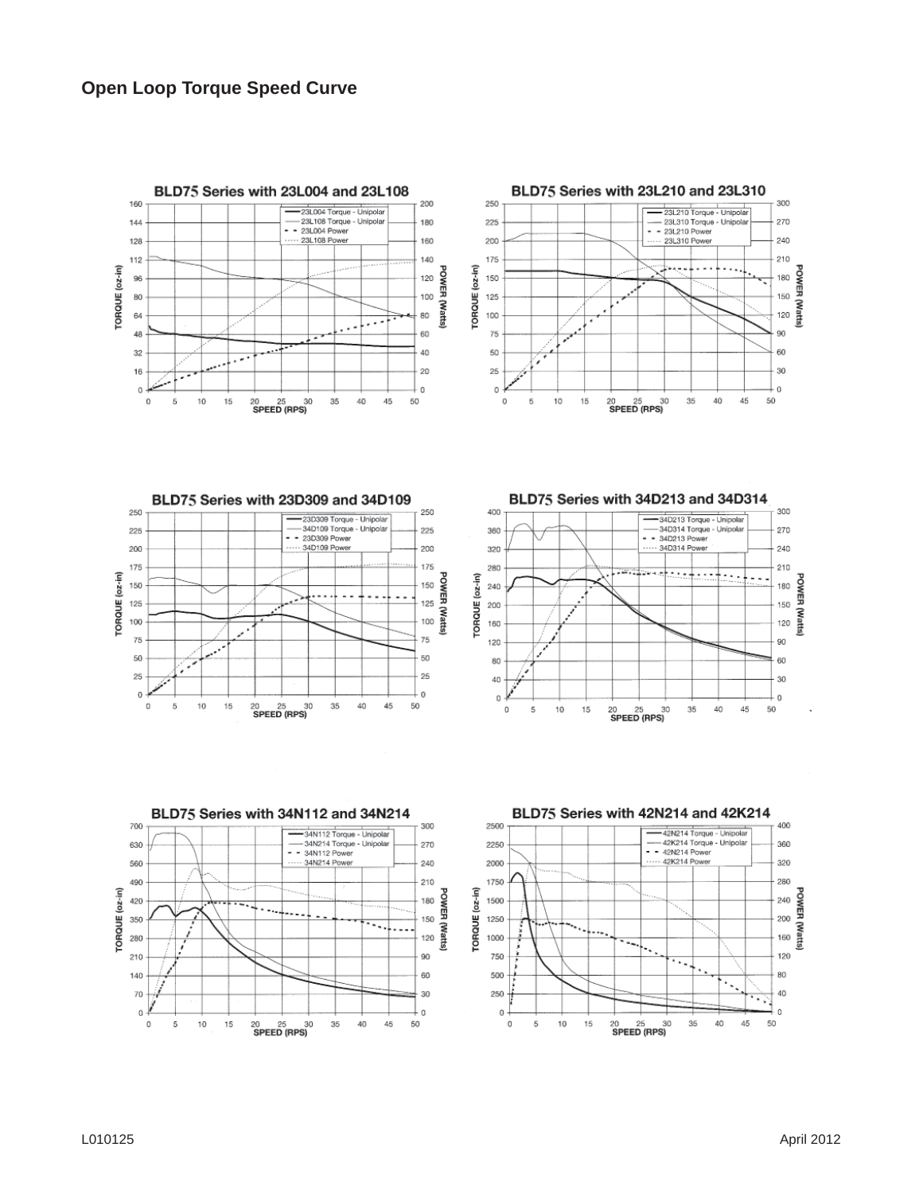# Open Loop Torque Speed Curve

BLD75 Series with 23L004 and 23L108

TORQUE (oz-in)
0 16 32 48 64 80 96 112 128 144 160

POWER (Watts)
0 20 40 60 80 100 120 140 160 180 200

SPEED (RPS)
0 5 10 15 20 25 30 35 40 45 50

23L004 Torque - Unipolar
23L108 Torque - Unipolar
23L004 Power
23L108 Power

BLD75 Series with 23L210 and 23L310

TORQUE (oz-in)
0 25 50 75 100 125 150 175 200 225 250

POWER (Watts)
0 30 60 90 120 150 180 210 240 270 300

SPEED (RPS)
0 5 10 15 20 25 30 35 40 45 50

23L210 Torque - Unipolar
23L310 Torque - Unipolar
23L210 Power
23L310 Power

BLD75 Series with 23D309 and 34D109

TORQUE (oz-in)
0 25 50 75 100 125 150 175 200 225 250

POWER (Watts)
0 25 50 75 100 125 150 175 200 225 250

SPEED (RPS)
0 5 10 15 20 25 30 35 40 45 50

23D309 Torque - Unipolar
34D109 Torque - Unipolar
23D309 Power
34D109 Power

BLD75 Series with 34D213 and 34D314

TORQUE (oz-in)
0 40 80 120 160 200 240 280 320 360 400

POWER (Watts)
0 30 60 90 120 150 180 210 240 270 300

SPEED (RPS)
0 5 10 15 20 25 30 35 40 45 50

34D213 Torque - Unipolar
34D314 Torque - Unipolar
34D213 Power
34D314 Power

BLD75 Series with 34N112 and 34N214

TORQUE (oz-in)
0 70 140 210 280 350 420 490 560 630 700

POWER (Watts)
0 30 60 90 120 150 180 210 240 270 300

SPEED (RPS)
0 5 10 15 20 25 30 35 40 45 50

34N112 Torque - Unipolar
34N214 Torque - Unipolar
34N112 Power
34N214 Power

BLD75 Series with 42N214 and 42K214

TORQUE (oz-in)
0 250 500 750 1000 1250 1500 1750 2000 2250 2500

POWER (Watts)
0 40 80 120 160 200 240 280 320 360 400

SPEED (RPS)
0 5 10 15 20 25 30 35 40 45 50

42N214 Torque - Unipolar
42K214 Torque - Unipolar
42N214 Power
42K214 Power

L010125

April 2012